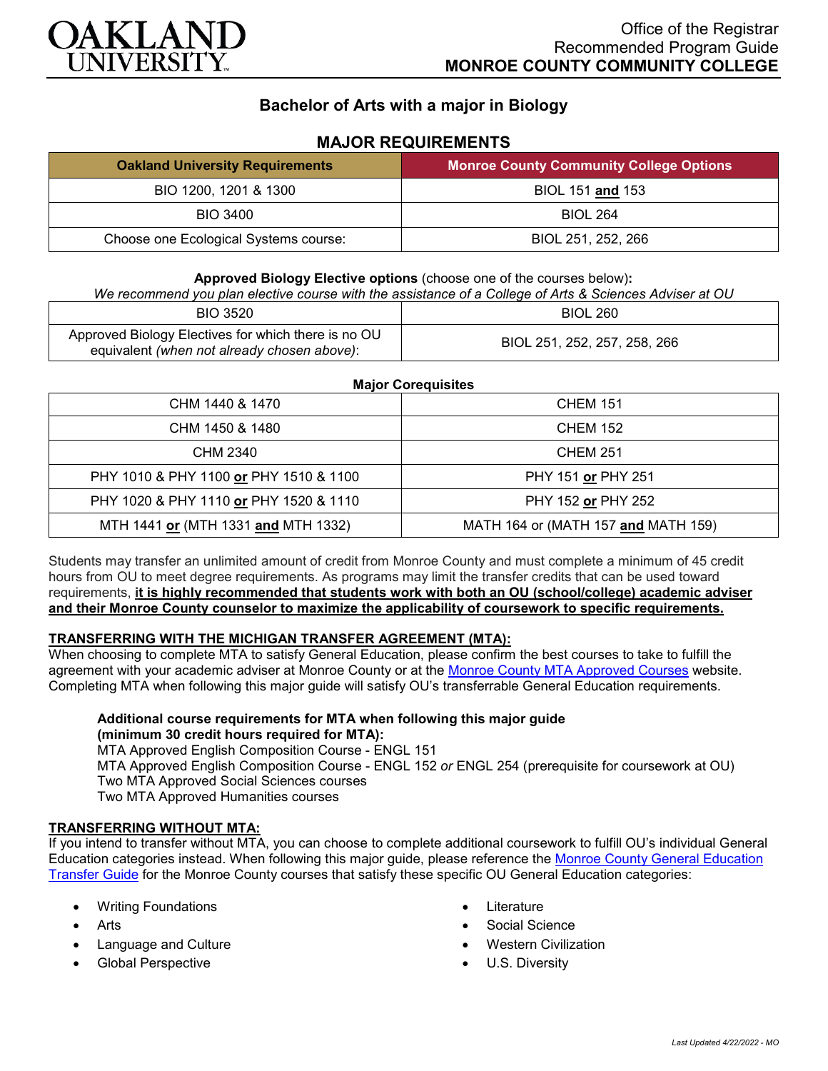Office of the Registrar
Recommended Program Guide
**MONROE COUNTY COMMUNITY COLLEGE**

# Bachelor of Arts with a major in Biology

## MAJOR REQUIREMENTS

| Oakland University Requirements | Monroe County Community College Options |
|---|---|
| BIO 1200, 1201 & 1300 | BIOL 151 **and** 153 |
| BIO 3400 | BIOL 264 |
| Choose one Ecological Systems course: | BIOL 251, 252, 266 |

**Approved Biology Elective options** (choose one of the courses below)**:**
*We recommend you plan elective course with the assistance of a College of Arts & Sciences Adviser at OU*

| | |
|---|---|
| BIO 3520 | BIOL 260 |
| Approved Biology Electives for which there is no OU equivalent *(when not already chosen above)*: | BIOL 251, 252, 257, 258, 266 |

**Major Corequisites**

| | |
|---|---|
| CHM 1440 & 1470 | CHEM 151 |
| CHM 1450 & 1480 | CHEM 152 |
| CHM 2340 | CHEM 251 |
| PHY 1010 & PHY 1100 **or** PHY 1510 & 1100 | PHY 151 **or** PHY 251 |
| PHY 1020 & PHY 1110 **or** PHY 1520 & 1110 | PHY 152 **or** PHY 252 |
| MTH 1441 **or** (MTH 1331 **and** MTH 1332) | MATH 164 or (MATH 157 **and** MATH 159) |

Students may transfer an unlimited amount of credit from Monroe County and must complete a minimum of 45 credit hours from OU to meet degree requirements. As programs may limit the transfer credits that can be used toward requirements, **it is highly recommended that students work with both an OU (school/college) academic adviser and their Monroe County counselor to maximize the applicability of coursework to specific requirements.**

**TRANSFERRING WITH THE MICHIGAN TRANSFER AGREEMENT (MTA):**
When choosing to complete MTA to satisfy General Education, please confirm the best courses to take to fulfill the agreement with your academic adviser at Monroe County or at the Monroe County MTA Approved Courses website. Completing MTA when following this major guide will satisfy OU's transferrable General Education requirements.

**Additional course requirements for MTA when following this major guide (minimum 30 credit hours required for MTA):**
MTA Approved English Composition Course - ENGL 151
MTA Approved English Composition Course - ENGL 152 *or* ENGL 254 (prerequisite for coursework at OU)
Two MTA Approved Social Sciences courses
Two MTA Approved Humanities courses

**TRANSFERRING WITHOUT MTA:**
If you intend to transfer without MTA, you can choose to complete additional coursework to fulfill OU's individual General Education categories instead. When following this major guide, please reference the Monroe County General Education Transfer Guide for the Monroe County courses that satisfy these specific OU General Education categories:

- Writing Foundations
- Arts
- Language and Culture
- Global Perspective
- Literature
- Social Science
- Western Civilization
- U.S. Diversity

*Last Updated 4/22/2022 - MO*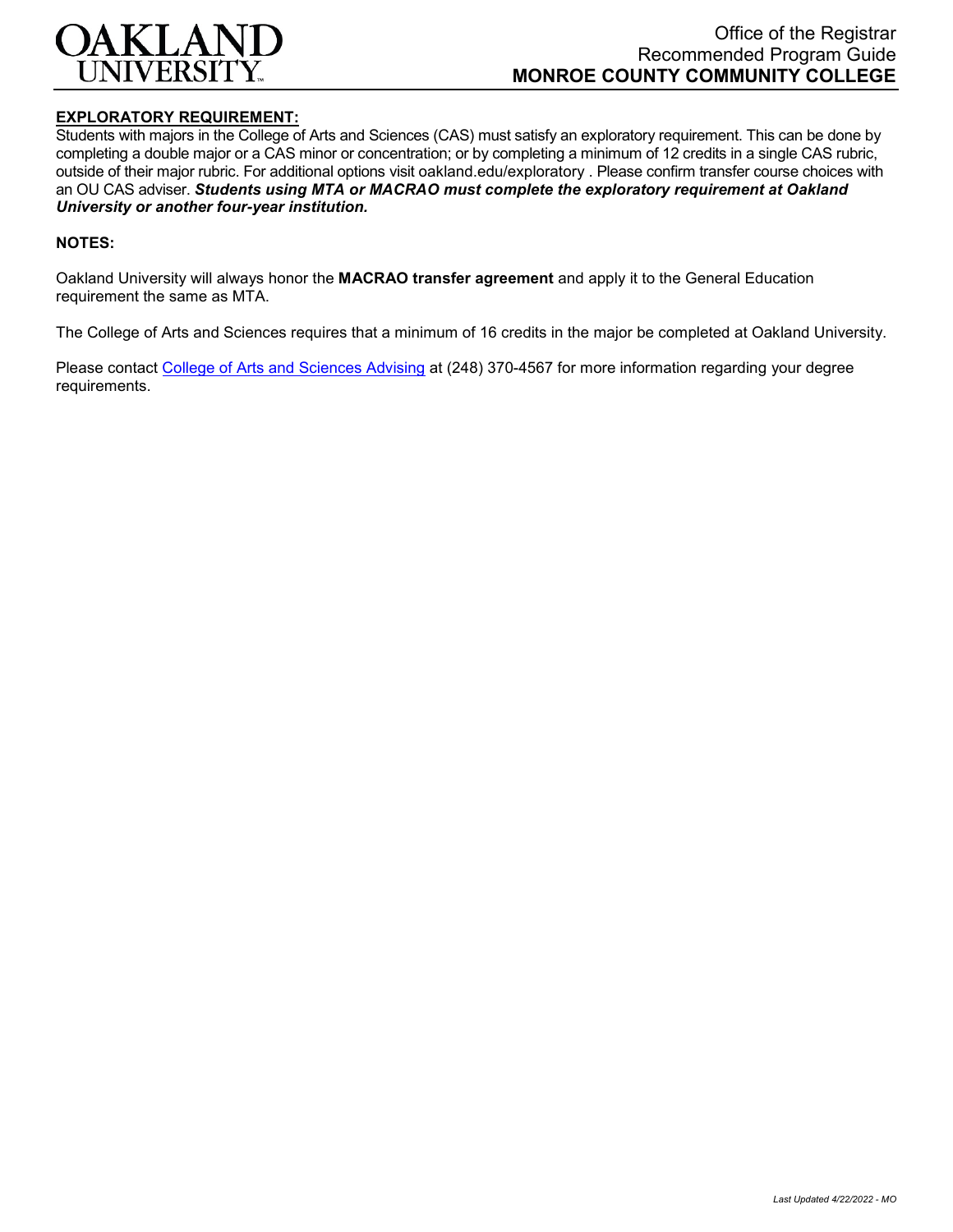**EXPLORATORY REQUIREMENT:**

Students with majors in the College of Arts and Sciences (CAS) must satisfy an exploratory requirement. This can be done by completing a double major or a CAS minor or concentration; or by completing a minimum of 12 credits in a single CAS rubric, outside of their major rubric. For additional options visit oakland.edu/exploratory . Please confirm transfer course choices with an OU CAS adviser. ***Students using MTA or MACRAO must complete the exploratory requirement at Oakland University or another four-year institution.***

**NOTES:**

Oakland University will always honor the **MACRAO transfer agreement** and apply it to the General Education requirement the same as MTA.

The College of Arts and Sciences requires that a minimum of 16 credits in the major be completed at Oakland University.

Please contact College of Arts and Sciences Advising at (248) 370-4567 for more information regarding your degree requirements.

*Last Updated 4/22/2022 - MO*